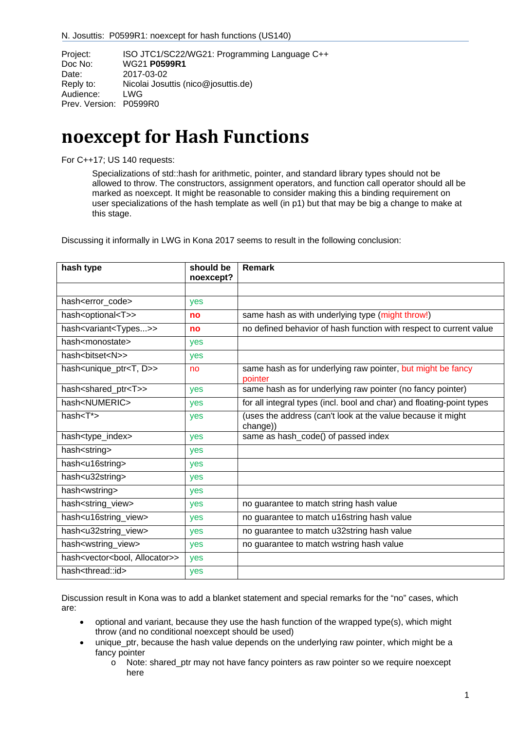Project: ISO JTC1/SC22/WG21: Programming Language C++
Doc No: WG21 **P0599R1**
Date: 2017-03-02
Reply to: Nicolai Josuttis (nico@josuttis.de)
Audience: LWG
Prev. Version: P0599R0

# noexcept for Hash Functions

For C++17; US 140 requests:

> Specializations of std::hash for arithmetic, pointer, and standard library types should not be allowed to throw. The constructors, assignment operators, and function call operator should all be marked as noexcept. It might be reasonable to consider making this a binding requirement on user specializations of the hash template as well (in p1) but that may be big a change to make at this stage.

Discussing it informally in LWG in Kona 2017 seems to result in the following conclusion:

| **hash type** | **should be noexcept?** | **Remark** |
|---|---|---|
| | | |
| hash<error_code> | yes | |
| hash<optional<T>> | **no** | same hash as with underlying type (might throw!) |
| hash<variant<Types...>> | **no** | no defined behavior of hash function with respect to current value |
| hash<monostate> | yes | |
| hash<bitset<N>> | yes | |
| hash<unique_ptr<T, D>> | no | same hash as for underlying raw pointer, but might be fancy pointer |
| hash<shared_ptr<T>> | yes | same hash as for underlying raw pointer (no fancy pointer) |
| hash<NUMERIC> | yes | for all integral types (incl. bool and char) and floating-point types |
| hash<T*> | yes | (uses the address (can't look at the value because it might change)) |
| hash<type_index> | yes | same as hash_code() of passed index |
| hash<string> | yes | |
| hash<u16string> | yes | |
| hash<u32string> | yes | |
| hash<wstring> | yes | |
| hash<string_view> | yes | no guarantee to match string hash value |
| hash<u16string_view> | yes | no guarantee to match u16string hash value |
| hash<u32string_view> | yes | no guarantee to match u32string hash value |
| hash<wstring_view> | yes | no guarantee to match wstring hash value |
| hash<vector<bool, Allocator>> | yes | |
| hash<thread::id> | yes | |

Discussion result in Kona was to add a blanket statement and special remarks for the "no" cases, which are:

- optional and variant, because they use the hash function of the wrapped type(s), which might throw (and no conditional noexcept should be used)
- unique_ptr, because the hash value depends on the underlying raw pointer, which might be a fancy pointer
  - Note: shared_ptr may not have fancy pointers as raw pointer so we require noexcept here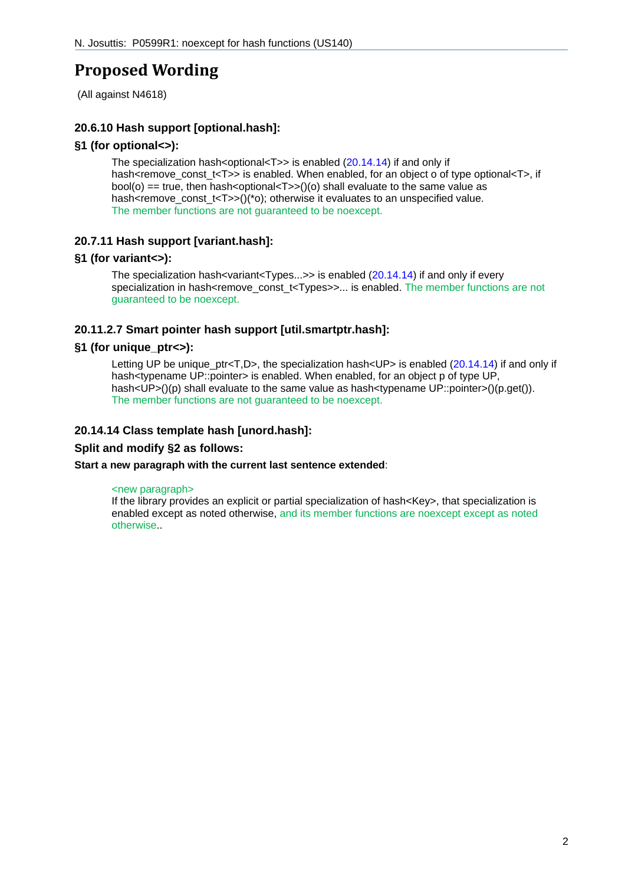# Proposed Wording

(All against N4618)

### 20.6.10 Hash support [optional.hash]:

#### §1 (for optional<>):

> The specialization hash<optional<T>> is enabled (20.14.14) if and only if hash<remove_const_t<T>> is enabled. When enabled, for an object o of type optional<T>, if bool(o) == true, then hash<optional<T>>()(o) shall evaluate to the same value as hash<remove_const_t<T>>()(*o); otherwise it evaluates to an unspecified value. The member functions are not guaranteed to be noexcept.

### 20.7.11 Hash support [variant.hash]:

#### §1 (for variant<>):

> The specialization hash<variant<Types...>> is enabled (20.14.14) if and only if every specialization in hash<remove_const_t<Types>>... is enabled. The member functions are not guaranteed to be noexcept.

### 20.11.2.7 Smart pointer hash support [util.smartptr.hash]:

#### §1 (for unique_ptr<>):

> Letting UP be unique_ptr<T,D>, the specialization hash<UP> is enabled (20.14.14) if and only if hash<typename UP::pointer> is enabled. When enabled, for an object p of type UP, hash<UP>()(p) shall evaluate to the same value as hash<typename UP::pointer>()(p.get()). The member functions are not guaranteed to be noexcept.

### 20.14.14 Class template hash [unord.hash]:

#### Split and modify §2 as follows:

**Start a new paragraph with the current last sentence extended**:

> <new paragraph>
> If the library provides an explicit or partial specialization of hash<Key>, that specialization is enabled except as noted otherwise, and its member functions are noexcept except as noted otherwise..